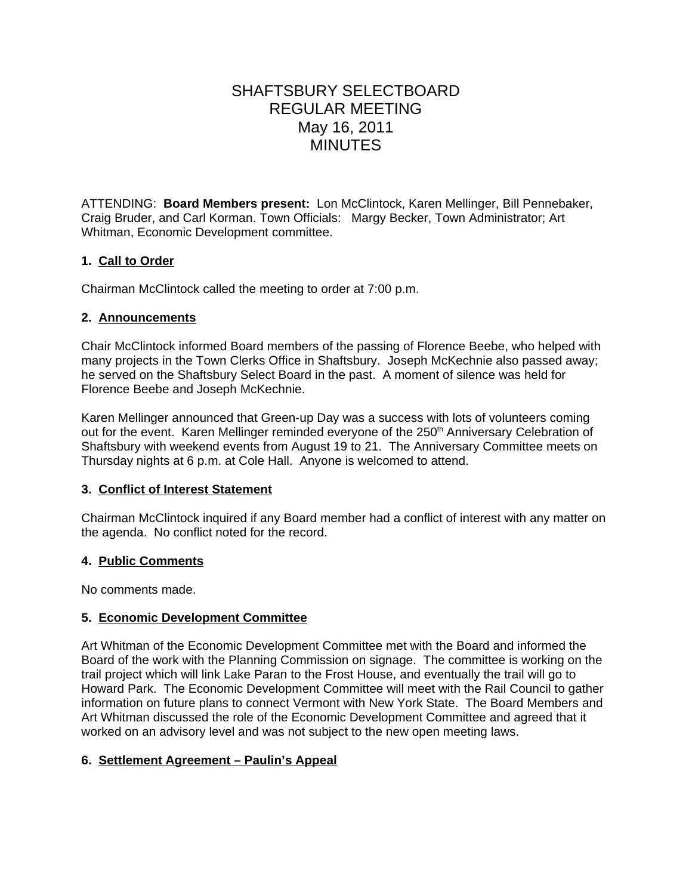# SHAFTSBURY SELECTBOARD
# REGULAR MEETING
# May 16, 2011
# MINUTES

ATTENDING: **Board Members present:** Lon McClintock, Karen Mellinger, Bill Pennebaker, Craig Bruder, and Carl Korman. Town Officials: Margy Becker, Town Administrator; Art Whitman, Economic Development committee.

## 1. Call to Order

Chairman McClintock called the meeting to order at 7:00 p.m.

## 2. Announcements

Chair McClintock informed Board members of the passing of Florence Beebe, who helped with many projects in the Town Clerks Office in Shaftsbury. Joseph McKechnie also passed away; he served on the Shaftsbury Select Board in the past. A moment of silence was held for Florence Beebe and Joseph McKechnie.

Karen Mellinger announced that Green-up Day was a success with lots of volunteers coming out for the event. Karen Mellinger reminded everyone of the 250th Anniversary Celebration of Shaftsbury with weekend events from August 19 to 21. The Anniversary Committee meets on Thursday nights at 6 p.m. at Cole Hall. Anyone is welcomed to attend.

## 3. Conflict of Interest Statement

Chairman McClintock inquired if any Board member had a conflict of interest with any matter on the agenda. No conflict noted for the record.

## 4. Public Comments

No comments made.

## 5. Economic Development Committee

Art Whitman of the Economic Development Committee met with the Board and informed the Board of the work with the Planning Commission on signage. The committee is working on the trail project which will link Lake Paran to the Frost House, and eventually the trail will go to Howard Park. The Economic Development Committee will meet with the Rail Council to gather information on future plans to connect Vermont with New York State. The Board Members and Art Whitman discussed the role of the Economic Development Committee and agreed that it worked on an advisory level and was not subject to the new open meeting laws.

## 6. Settlement Agreement – Paulin's Appeal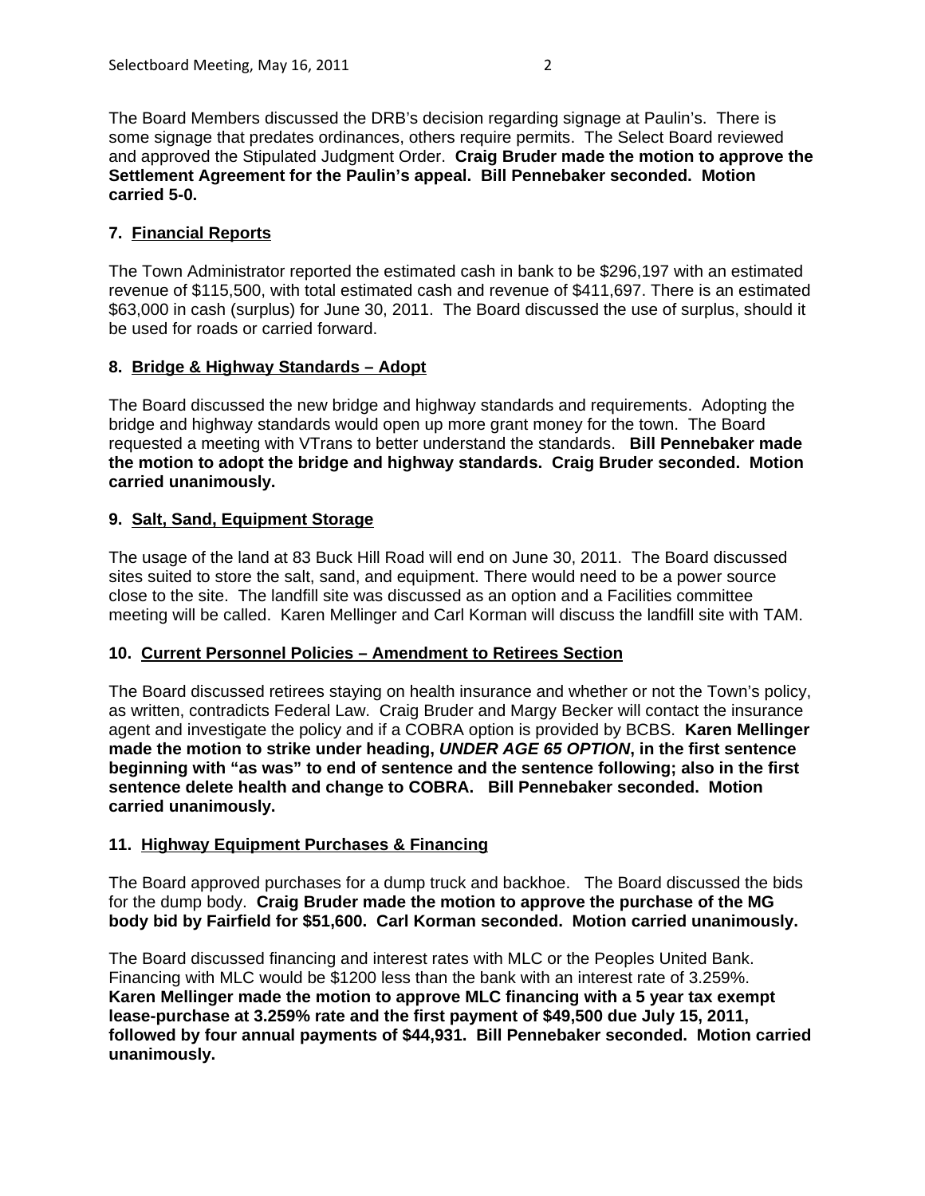The Board Members discussed the DRB's decision regarding signage at Paulin's. There is some signage that predates ordinances, others require permits. The Select Board reviewed and approved the Stipulated Judgment Order. **Craig Bruder made the motion to approve the Settlement Agreement for the Paulin's appeal. Bill Pennebaker seconded. Motion carried 5-0.**

**7. Financial Reports**

The Town Administrator reported the estimated cash in bank to be $296,197 with an estimated revenue of $115,500, with total estimated cash and revenue of $411,697. There is an estimated $63,000 in cash (surplus) for June 30, 2011. The Board discussed the use of surplus, should it be used for roads or carried forward.

**8. Bridge & Highway Standards – Adopt**

The Board discussed the new bridge and highway standards and requirements. Adopting the bridge and highway standards would open up more grant money for the town. The Board requested a meeting with VTrans to better understand the standards. **Bill Pennebaker made the motion to adopt the bridge and highway standards. Craig Bruder seconded. Motion carried unanimously.**

**9. Salt, Sand, Equipment Storage**

The usage of the land at 83 Buck Hill Road will end on June 30, 2011. The Board discussed sites suited to store the salt, sand, and equipment. There would need to be a power source close to the site. The landfill site was discussed as an option and a Facilities committee meeting will be called. Karen Mellinger and Carl Korman will discuss the landfill site with TAM.

**10. Current Personnel Policies – Amendment to Retirees Section**

The Board discussed retirees staying on health insurance and whether or not the Town's policy, as written, contradicts Federal Law. Craig Bruder and Margy Becker will contact the insurance agent and investigate the policy and if a COBRA option is provided by BCBS. **Karen Mellinger made the motion to strike under heading, *UNDER AGE 65 OPTION*, in the first sentence beginning with "as was" to end of sentence and the sentence following; also in the first sentence delete health and change to COBRA. Bill Pennebaker seconded. Motion carried unanimously.**

**11. Highway Equipment Purchases & Financing**

The Board approved purchases for a dump truck and backhoe. The Board discussed the bids for the dump body. **Craig Bruder made the motion to approve the purchase of the MG body bid by Fairfield for $51,600. Carl Korman seconded. Motion carried unanimously.**

The Board discussed financing and interest rates with MLC or the Peoples United Bank. Financing with MLC would be $1200 less than the bank with an interest rate of 3.259%. **Karen Mellinger made the motion to approve MLC financing with a 5 year tax exempt lease-purchase at 3.259% rate and the first payment of $49,500 due July 15, 2011, followed by four annual payments of $44,931. Bill Pennebaker seconded. Motion carried unanimously.**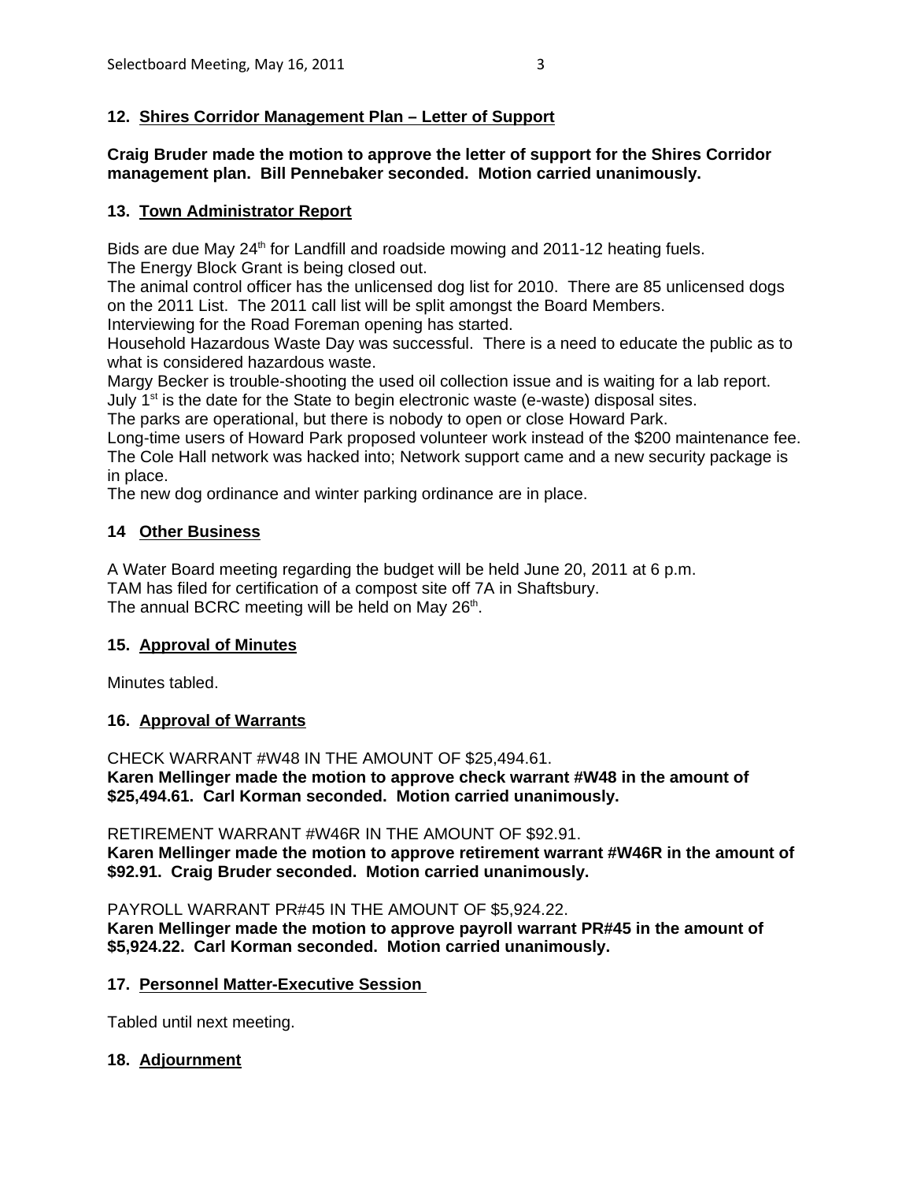### 12. Shires Corridor Management Plan – Letter of Support

**Craig Bruder made the motion to approve the letter of support for the Shires Corridor management plan. Bill Pennebaker seconded. Motion carried unanimously.**

### 13. Town Administrator Report

Bids are due May 24th for Landfill and roadside mowing and 2011-12 heating fuels.
The Energy Block Grant is being closed out.
The animal control officer has the unlicensed dog list for 2010. There are 85 unlicensed dogs on the 2011 List. The 2011 call list will be split amongst the Board Members.
Interviewing for the Road Foreman opening has started.
Household Hazardous Waste Day was successful. There is a need to educate the public as to what is considered hazardous waste.
Margy Becker is trouble-shooting the used oil collection issue and is waiting for a lab report.
July 1st is the date for the State to begin electronic waste (e-waste) disposal sites.
The parks are operational, but there is nobody to open or close Howard Park.
Long-time users of Howard Park proposed volunteer work instead of the $200 maintenance fee.
The Cole Hall network was hacked into; Network support came and a new security package is in place.
The new dog ordinance and winter parking ordinance are in place.

### 14 Other Business

A Water Board meeting regarding the budget will be held June 20, 2011 at 6 p.m.
TAM has filed for certification of a compost site off 7A in Shaftsbury.
The annual BCRC meeting will be held on May 26th.

### 15. Approval of Minutes

Minutes tabled.

### 16. Approval of Warrants

CHECK WARRANT #W48 IN THE AMOUNT OF $25,494.61.
**Karen Mellinger made the motion to approve check warrant #W48 in the amount of $25,494.61. Carl Korman seconded. Motion carried unanimously.**

RETIREMENT WARRANT #W46R IN THE AMOUNT OF $92.91.
**Karen Mellinger made the motion to approve retirement warrant #W46R in the amount of $92.91. Craig Bruder seconded. Motion carried unanimously.**

PAYROLL WARRANT PR#45 IN THE AMOUNT OF $5,924.22.
**Karen Mellinger made the motion to approve payroll warrant PR#45 in the amount of $5,924.22. Carl Korman seconded. Motion carried unanimously.**

### 17. Personnel Matter-Executive Session

Tabled until next meeting.

### 18. Adjournment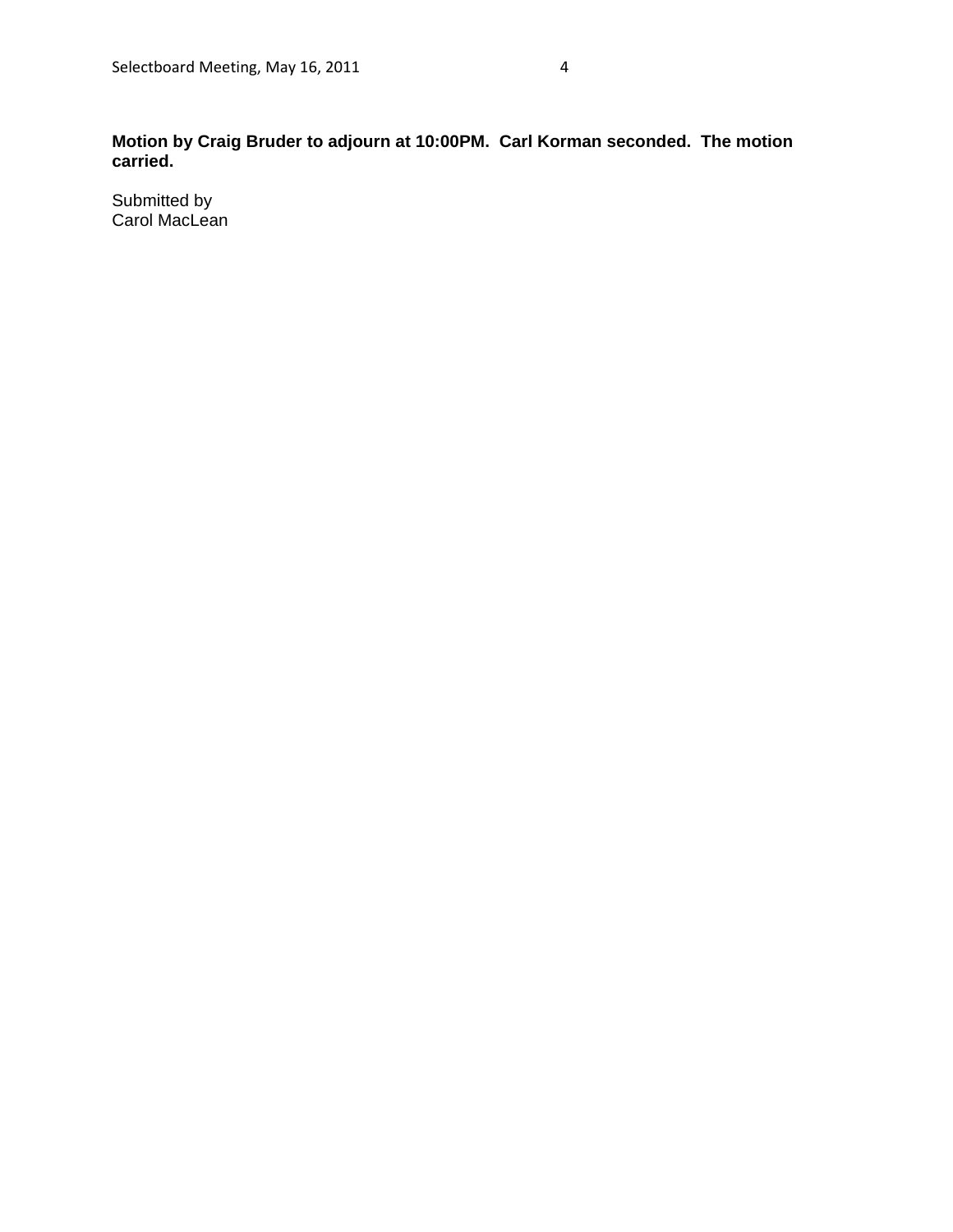**Motion by Craig Bruder to adjourn at 10:00PM. Carl Korman seconded. The motion carried.**

Submitted by
Carol MacLean